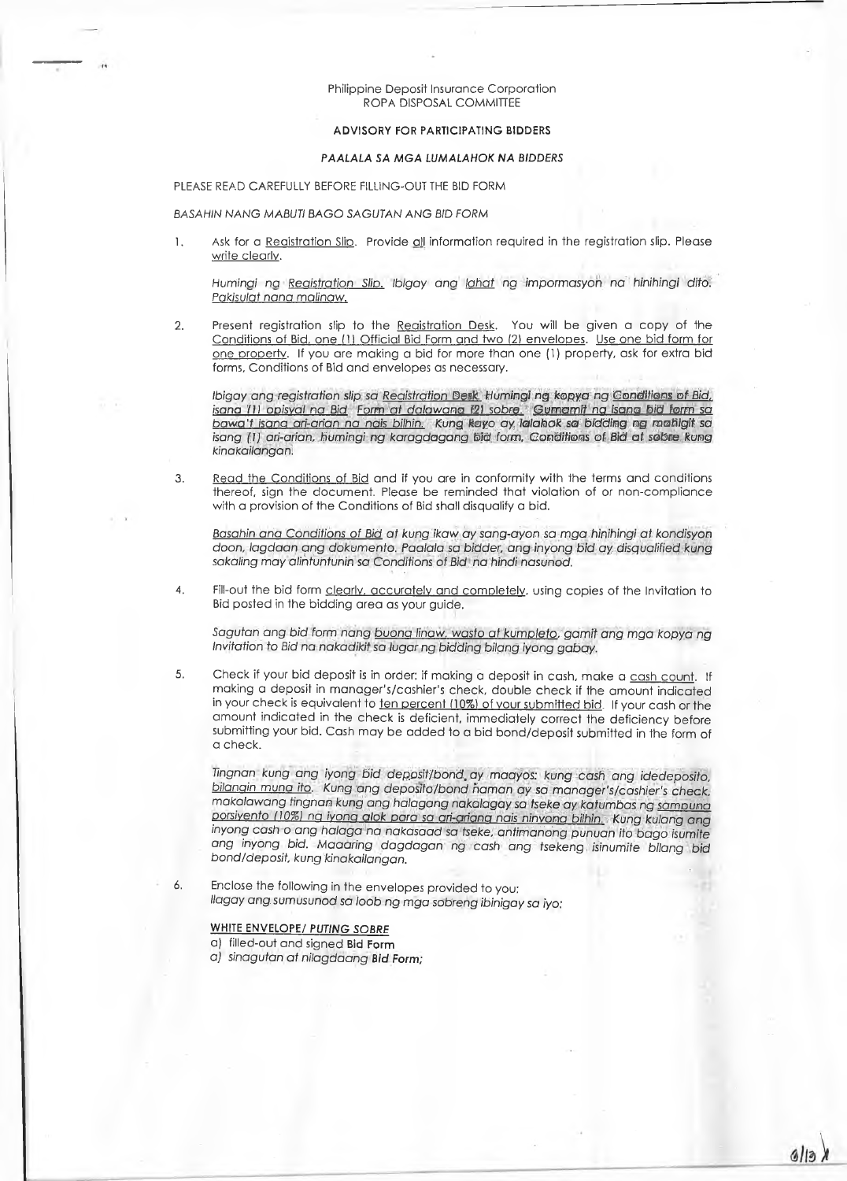Philippine Deposit Insurance Corporation
ROPA DISPOSAL COMMITTEE

**ADVISORY FOR PARTICIPATING BIDDERS**

***PAALALA SA MGA LUMALAHOK NA BIDDERS***

PLEASE READ CAREFULLY BEFORE FILLING-OUT THE BID FORM

*BASAHIN NANG MABUTI BAGO SAGUTAN ANG BID FORM*

1. Ask for a Registration Slip. Provide all information required in the registration slip. Please write clearly.

   *Humingi ng Registration Slip. Ibigay ang lahat ng impormasyon na hinihingi dito. Pakisulat nang malinaw.*

2. Present registration slip to the Registration Desk. You will be given a copy of the Conditions of Bid, one (1) Official Bid Form and two (2) envelopes. Use one bid form for one property. If you are making a bid for more than one (1) property, ask for extra bid forms, Conditions of Bid and envelopes as necessary.

   *Ibigay ang registration slip sa Registration Desk. Humingi ng kopya ng Conditions of Bid, isang (1) opisyal na Bid Form at dalawang (2) sobre. Gumamit ng isang bid form sa bawa't isang ari-arian na nais bilhin. Kung kayo ay lalahok sa bidding ng mahigit sa isang (1) ari-arian, humingi ng karagdagang bid form, Conditions of Bid at sobre kung kinakailangan.*

3. Read the Conditions of Bid and if you are in conformity with the terms and conditions thereof, sign the document. Please be reminded that violation of or non-compliance with a provision of the Conditions of Bid shall disqualify a bid.

   *Basahin ang Conditions of Bid at kung ikaw ay sang-ayon sa mga hinihingi at kondisyon doon, lagdaan ang dokumento. Paalala sa bidder, ang inyong bid ay disqualified kung sakaling may alintuntunin sa Conditions of Bid na hindi nasunod.*

4. Fill-out the bid form clearly, accurately and completely, using copies of the Invitation to Bid posted in the bidding area as your guide.

   *Sagutan ang bid form nang buong linaw, wasto at kumpleto, gamit ang mga kopya ng Invitation to Bid na nakadikit sa lugar ng bidding bilang iyong gabay.*

5. Check if your bid deposit is in order: if making a deposit in cash, make a cash count. If making a deposit in manager's/cashier's check, double check if the amount indicated in your check is equivalent to ten percent (10%) of your submitted bid. If your cash or the amount indicated in the check is deficient, immediately correct the deficiency before submitting your bid. Cash may be added to a bid bond/deposit submitted in the form of a check.

   *Tingnan kung ang iyong bid deposit/bond ay maayos: kung cash ang idedeposito, bilangin muna ito. Kung ang deposito/bond naman ay sa manager's/cashier's check, makalawang tingnan kung ang halagang nakalagay sa tseke ay katumbas ng sampung porsiyento (10%) ng iyong alok para sa ari-ariang nais ninyong bilhin. Kung kulang ang inyong cash o ang halaga na nakasaad sa tseke, antimanong punuan ito bago isumite ang inyong bid. Maaaring dagdagan ng cash ang tsekeng isinumite bilang bid bond/deposit, kung kinakailangan.*

6. Enclose the following in the envelopes provided to you:
   *Ilagay ang sumusunod sa loob ng mga sobreng ibinigay sa iyo:*

   **WHITE ENVELOPE/ *PUTING SOBRE***

   a) filled-out and signed **Bid Form**
   *a) sinagutan at nilagdaang* ***Bid Form;***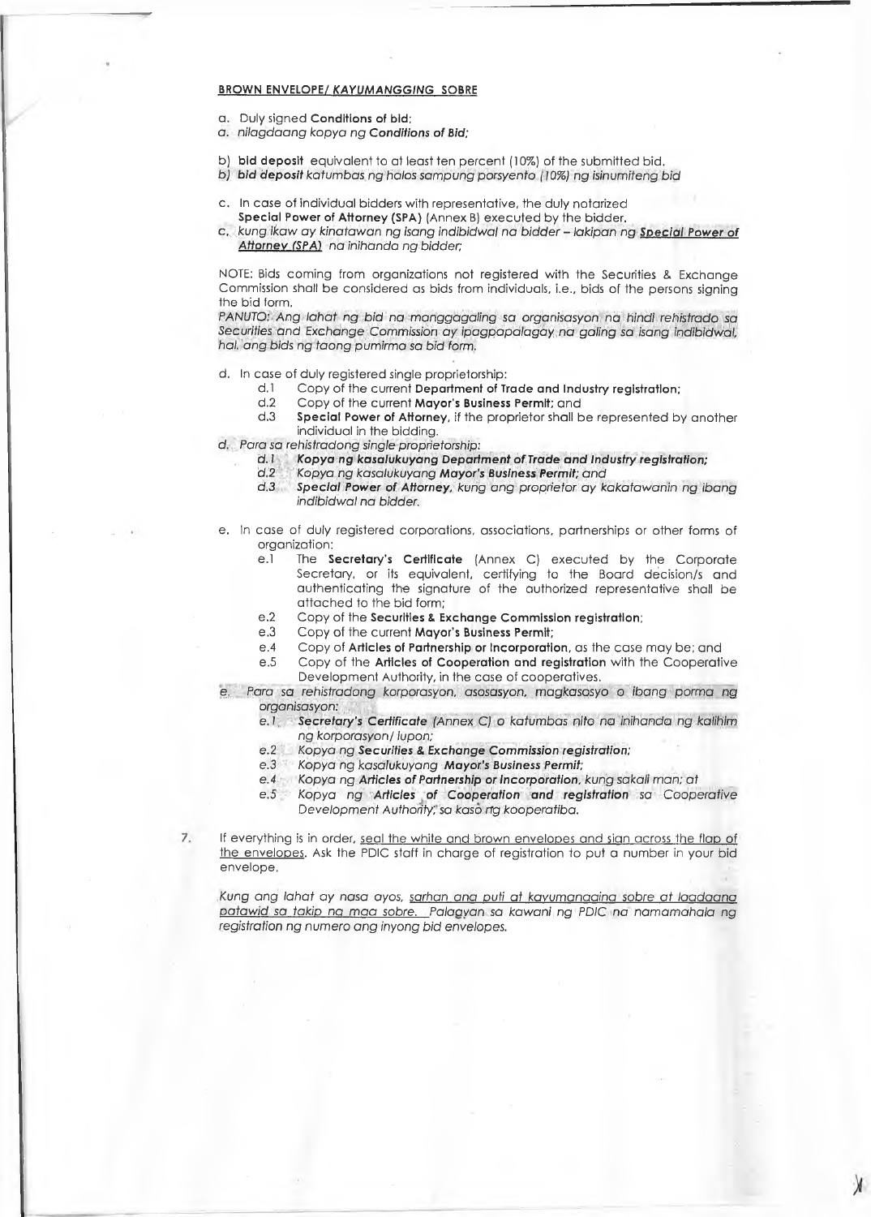**BROWN ENVELOPE/ *KAYUMANGGING* SOBRE**

a. Duly signed **Conditions of bid**;
*a. nilagdaang kopya ng **Conditions of Bid;***

b) **bid deposit** equivalent to at least ten percent (10%) of the submitted bid.
*b) **bid deposit** katumbas ng halos sampung porsyento (10%) ng isinumiteng bid*

c. In case of individual bidders with representative, the duly notarized **Special Power of Attorney (SPA)** (Annex B) executed by the bidder.
*c. kung ikaw ay kinatawan ng isang indibidwal na bidder – lakipan ng **<u>Special Power of Attorney (SPA)</u>** na inihanda ng bidder;*

NOTE: Bids coming from organizations not registered with the Securities & Exchange Commission shall be considered as bids from individuals, i.e., bids of the persons signing the bid form.
*PANUTO: Ang lahat ng bid na manggagaling sa organisasyon na hindi rehistrado sa Securities and Exchange Commission ay ipagpapalagay na galing sa isang indibidwal, hal. ang bids ng taong pumirma sa bid form.*

d. In case of duly registered single proprietorship:
- d.1 Copy of the current **Department of Trade and Industry registration**;
- d.2 Copy of the current **Mayor's Business Permit**; and
- d.3 **Special Power of Attorney**, if the proprietor shall be represented by another individual in the bidding.

*d. Para sa rehistradong single proprietorship:*
- *d.1 **Kopya ng kasalukuyang Department of Trade and Industry registration;***
- *d.2 Kopya ng kasalukuyang **Mayor's Business Permit;** and*
- *d.3 **Special Power of Attorney**, kung ang proprietor ay kakatawanin ng ibang indibidwal na bidder.*

e. In case of duly registered corporations, associations, partnerships or other forms of organization:
- e.1 The **Secretary's Certificate** (Annex C) executed by the Corporate Secretary, or its equivalent, certifying to the Board decision/s and authenticating the signature of the authorized representative shall be attached to the bid form;
- e.2 Copy of the **Securities & Exchange Commission registration**;
- e.3 Copy of the current **Mayor's Business Permit**;
- e.4 Copy of **Articles of Partnership or Incorporation**, as the case may be; and
- e.5 Copy of the **Articles of Cooperation and registration** with the Cooperative Development Authority, in the case of cooperatives.

*e. Para sa rehistradong korporasyon, asosasyon, magkasosyo o ibang porma ng organisasyon:*
- *e.1 **Secretary's Certificate** (Annex C) o katumbas nito na inihanda ng kalihim ng korporasyon/ lupon;*
- *e.2 Kopya ng **Securities & Exchange Commission registration;***
- *e.3 Kopya ng kasalukuyang **Mayor's Business Permit;***
- *e.4 Kopya ng **Articles of Partnership or Incorporation**, kung sakali man; at*
- *e.5 Kopya ng **Articles of Cooperation and registration** sa Cooperative Development Authority, sa kaso ng kooperatiba.*

7. If everything is in order, <u>seal the white and brown envelopes and sign across the flap of the envelopes</u>. Ask the PDIC staff in charge of registration to put a number in your bid envelope.

   *Kung ang lahat ay nasa ayos, <u>sarhan ang puti at kayumangging sobre at lagdaang patawid sa takip ng mga sobre.</u> Palagyan sa kawani ng PDIC na namamahala ng registration ng numero ang inyong bid envelopes.*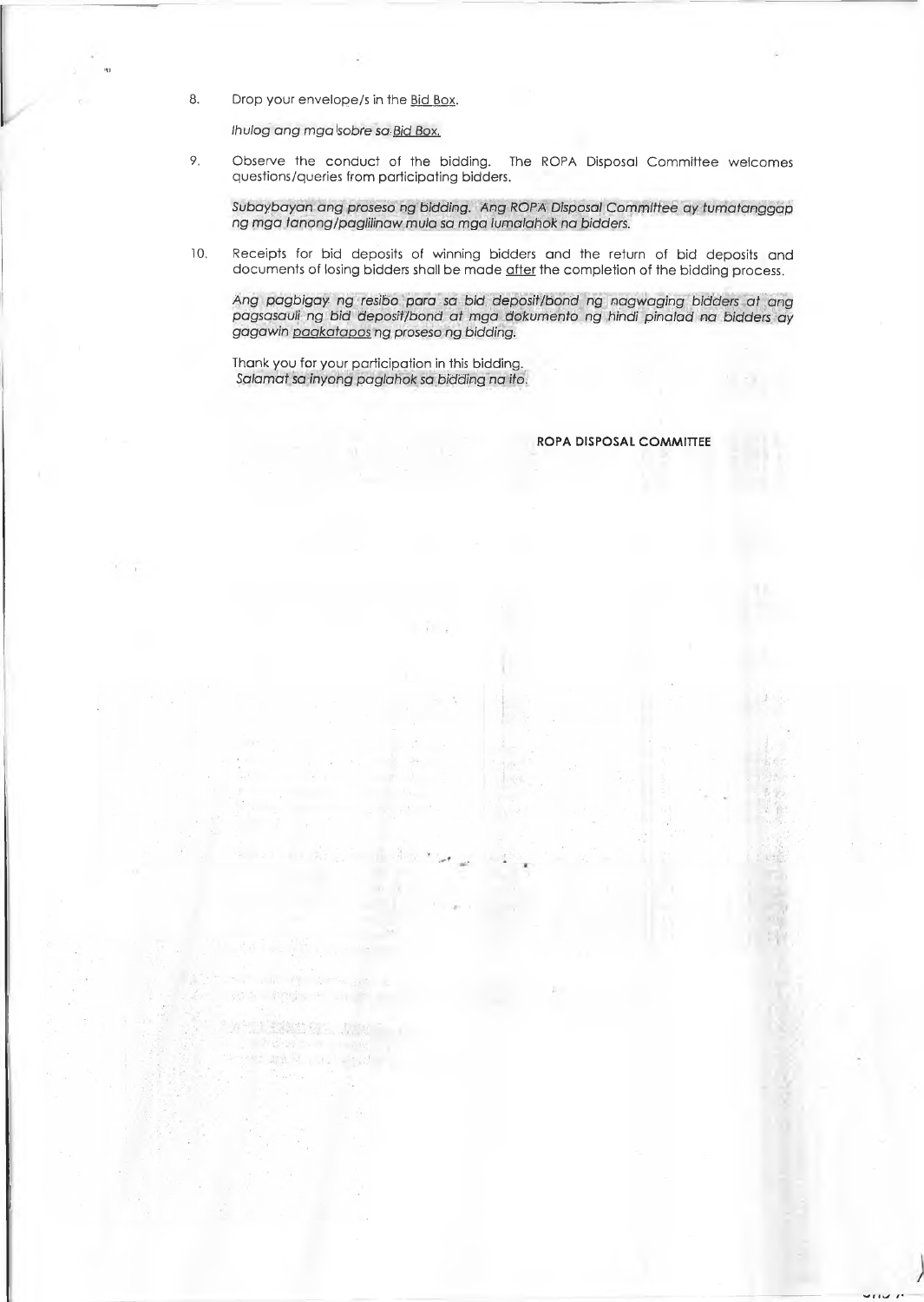8. Drop your envelope/s in the Bid Box.

   *Ihulog ang mga sobre sa Bid Box.*

9. Observe the conduct of the bidding. The ROPA Disposal Committee welcomes questions/queries from participating bidders.

   *Subaybayan ang proseso ng bidding. Ang ROPA Disposal Committee ay tumatanggap ng mga tanong/paglilinaw mula sa mga lumalahok na bidders.*

10. Receipts for bid deposits of winning bidders and the return of bid deposits and documents of losing bidders shall be made after the completion of the bidding process.

    *Ang pagbigay ng resibo para sa bid deposit/bond ng nagwaging bidders at ang pagsasauli ng bid deposit/bond at mga dokumento ng hindi pinalad na bidders ay gagawin pagkatapos ng proseso ng bidding.*

Thank you for your participation in this bidding.
*Salamat sa inyong paglahok sa bidding na ito.*

**ROPA DISPOSAL COMMITTEE**